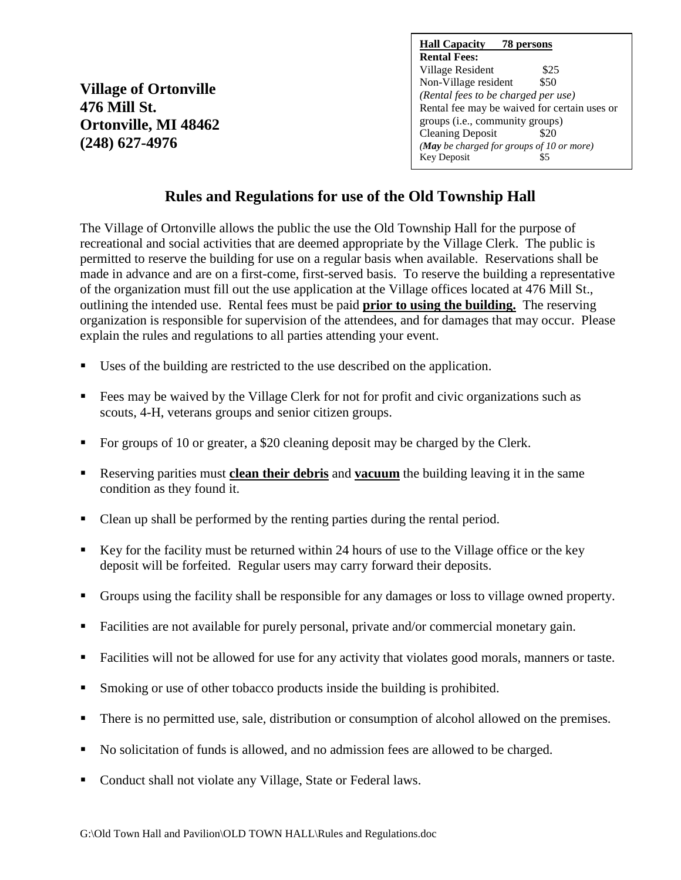**Village of Ortonville**
**476 Mill St.**
**Ortonville, MI 48462**
**(248) 627-4976**

| **Hall Capacity 78 persons** | |
|---|---|
| **Rental Fees:** | |
| Village Resident | $25 |
| Non-Village resident | $50 |
| *(Rental fees to be charged per use)* | |
| Rental fee may be waived for certain uses or groups (i.e., community groups) | |
| Cleaning Deposit | $20 |
| *(**May** be charged for groups of 10 or more)* | |
| Key Deposit | $5 |

## Rules and Regulations for use of the Old Township Hall

The Village of Ortonville allows the public the use the Old Township Hall for the purpose of recreational and social activities that are deemed appropriate by the Village Clerk. The public is permitted to reserve the building for use on a regular basis when available. Reservations shall be made in advance and are on a first-come, first-served basis. To reserve the building a representative of the organization must fill out the use application at the Village offices located at 476 Mill St., outlining the intended use. Rental fees must be paid **prior to using the building.** The reserving organization is responsible for supervision of the attendees, and for damages that may occur. Please explain the rules and regulations to all parties attending your event.

- Uses of the building are restricted to the use described on the application.
- Fees may be waived by the Village Clerk for not for profit and civic organizations such as scouts, 4-H, veterans groups and senior citizen groups.
- For groups of 10 or greater, a $20 cleaning deposit may be charged by the Clerk.
- Reserving parities must **clean their debris** and **vacuum** the building leaving it in the same condition as they found it.
- Clean up shall be performed by the renting parties during the rental period.
- Key for the facility must be returned within 24 hours of use to the Village office or the key deposit will be forfeited. Regular users may carry forward their deposits.
- Groups using the facility shall be responsible for any damages or loss to village owned property.
- Facilities are not available for purely personal, private and/or commercial monetary gain.
- Facilities will not be allowed for use for any activity that violates good morals, manners or taste.
- Smoking or use of other tobacco products inside the building is prohibited.
- There is no permitted use, sale, distribution or consumption of alcohol allowed on the premises.
- No solicitation of funds is allowed, and no admission fees are allowed to be charged.
- Conduct shall not violate any Village, State or Federal laws.

G:\Old Town Hall and Pavilion\OLD TOWN HALL\Rules and Regulations.doc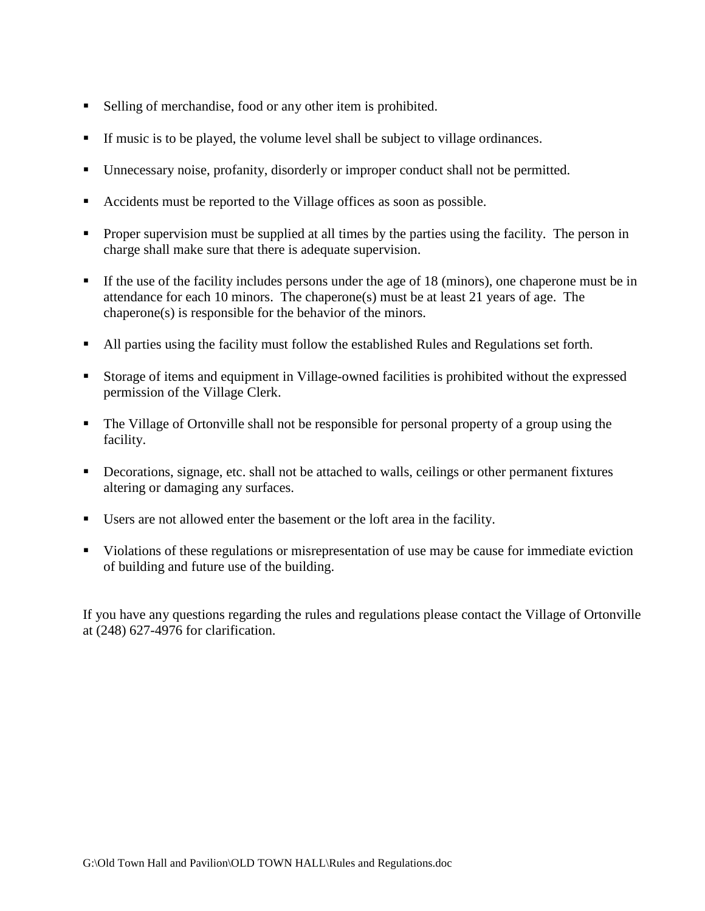- Selling of merchandise, food or any other item is prohibited.
- If music is to be played, the volume level shall be subject to village ordinances.
- Unnecessary noise, profanity, disorderly or improper conduct shall not be permitted.
- Accidents must be reported to the Village offices as soon as possible.
- Proper supervision must be supplied at all times by the parties using the facility. The person in charge shall make sure that there is adequate supervision.
- If the use of the facility includes persons under the age of 18 (minors), one chaperone must be in attendance for each 10 minors. The chaperone(s) must be at least 21 years of age. The chaperone(s) is responsible for the behavior of the minors.
- All parties using the facility must follow the established Rules and Regulations set forth.
- Storage of items and equipment in Village-owned facilities is prohibited without the expressed permission of the Village Clerk.
- The Village of Ortonville shall not be responsible for personal property of a group using the facility.
- Decorations, signage, etc. shall not be attached to walls, ceilings or other permanent fixtures altering or damaging any surfaces.
- Users are not allowed enter the basement or the loft area in the facility.
- Violations of these regulations or misrepresentation of use may be cause for immediate eviction of building and future use of the building.

If you have any questions regarding the rules and regulations please contact the Village of Ortonville at (248) 627-4976 for clarification.

G:\Old Town Hall and Pavilion\OLD TOWN HALL\Rules and Regulations.doc